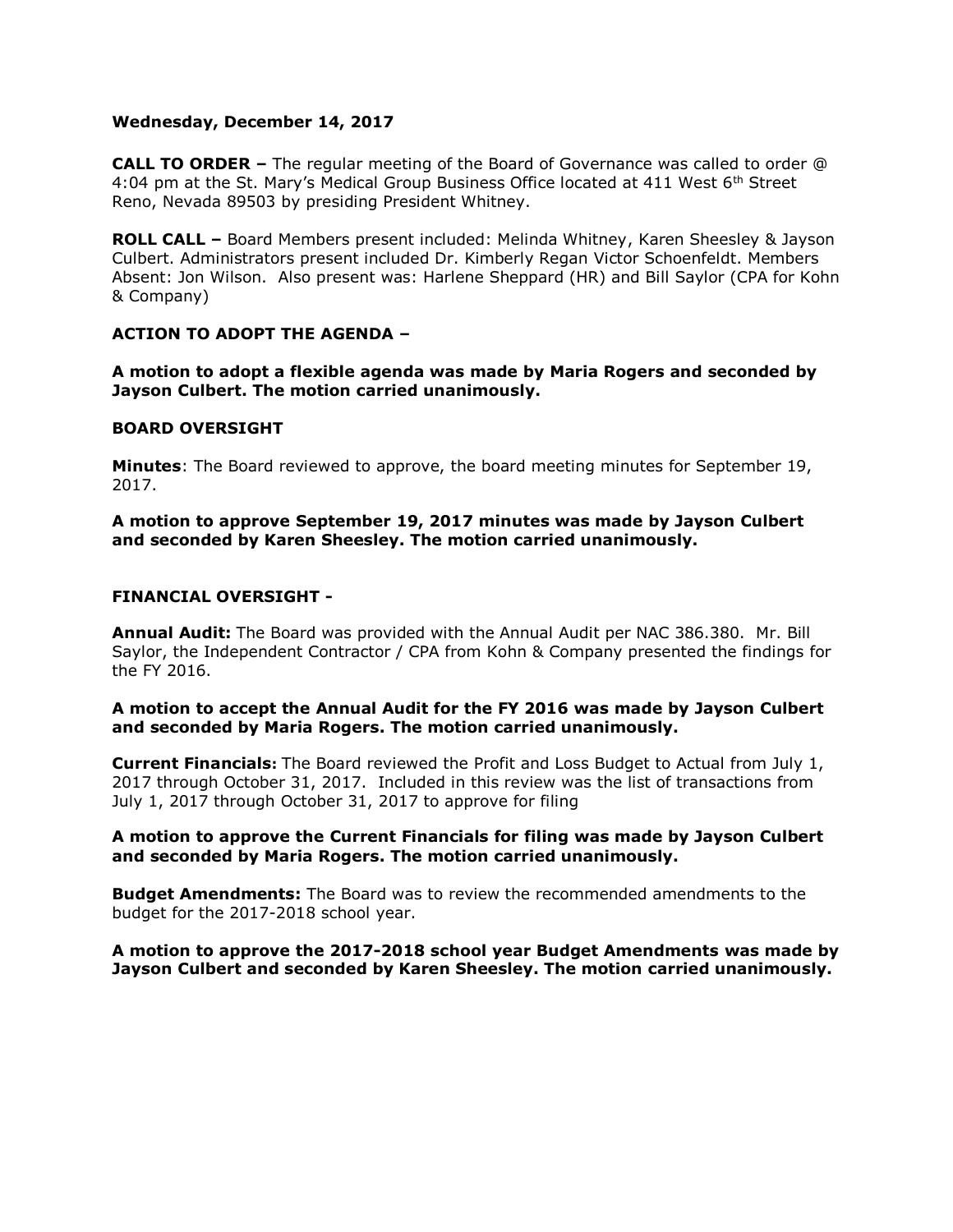**Wednesday, December 14, 2017**

**CALL TO ORDER –** The regular meeting of the Board of Governance was called to order @ 4:04 pm at the St. Mary's Medical Group Business Office located at 411 West 6th Street Reno, Nevada 89503 by presiding President Whitney.

**ROLL CALL –** Board Members present included: Melinda Whitney, Karen Sheesley & Jayson Culbert. Administrators present included Dr. Kimberly Regan Victor Schoenfeldt. Members Absent: Jon Wilson. Also present was: Harlene Sheppard (HR) and Bill Saylor (CPA for Kohn & Company)

**ACTION TO ADOPT THE AGENDA –**

**A motion to adopt a flexible agenda was made by Maria Rogers and seconded by Jayson Culbert. The motion carried unanimously.**

**BOARD OVERSIGHT**

**Minutes**: The Board reviewed to approve, the board meeting minutes for September 19, 2017.

**A motion to approve September 19, 2017 minutes was made by Jayson Culbert and seconded by Karen Sheesley. The motion carried unanimously.**

**FINANCIAL OVERSIGHT -**

**Annual Audit:** The Board was provided with the Annual Audit per NAC 386.380. Mr. Bill Saylor, the Independent Contractor / CPA from Kohn & Company presented the findings for the FY 2016.

**A motion to accept the Annual Audit for the FY 2016 was made by Jayson Culbert and seconded by Maria Rogers. The motion carried unanimously.**

**Current Financials:** The Board reviewed the Profit and Loss Budget to Actual from July 1, 2017 through October 31, 2017. Included in this review was the list of transactions from July 1, 2017 through October 31, 2017 to approve for filing

**A motion to approve the Current Financials for filing was made by Jayson Culbert and seconded by Maria Rogers. The motion carried unanimously.**

**Budget Amendments:** The Board was to review the recommended amendments to the budget for the 2017-2018 school year.

**A motion to approve the 2017-2018 school year Budget Amendments was made by Jayson Culbert and seconded by Karen Sheesley. The motion carried unanimously.**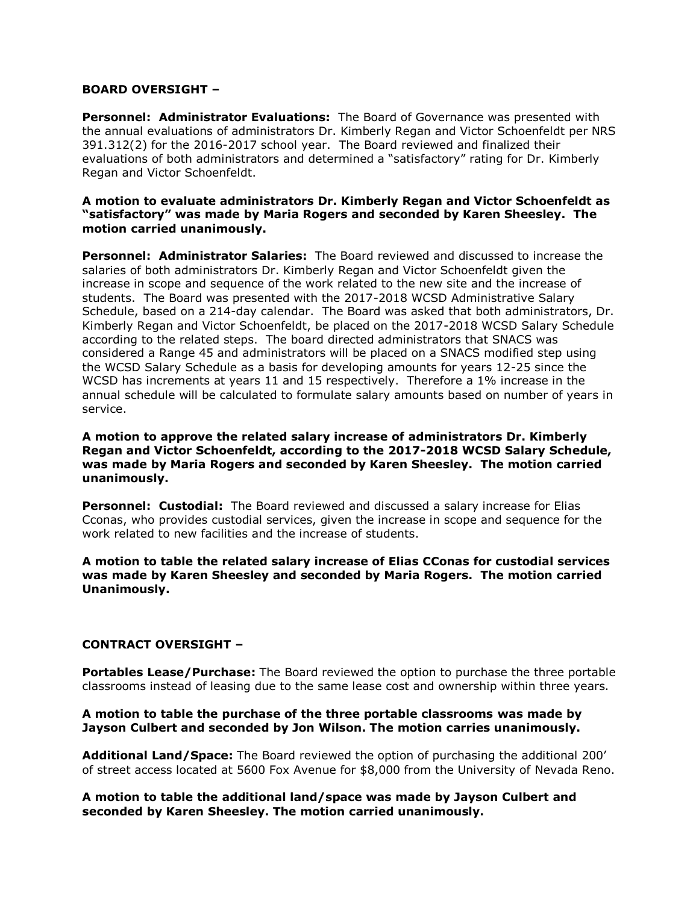**BOARD OVERSIGHT –**

**Personnel: Administrator Evaluations:** The Board of Governance was presented with the annual evaluations of administrators Dr. Kimberly Regan and Victor Schoenfeldt per NRS 391.312(2) for the 2016-2017 school year. The Board reviewed and finalized their evaluations of both administrators and determined a "satisfactory" rating for Dr. Kimberly Regan and Victor Schoenfeldt.

**A motion to evaluate administrators Dr. Kimberly Regan and Victor Schoenfeldt as "satisfactory" was made by Maria Rogers and seconded by Karen Sheesley. The motion carried unanimously.**

**Personnel: Administrator Salaries:** The Board reviewed and discussed to increase the salaries of both administrators Dr. Kimberly Regan and Victor Schoenfeldt given the increase in scope and sequence of the work related to the new site and the increase of students. The Board was presented with the 2017-2018 WCSD Administrative Salary Schedule, based on a 214-day calendar. The Board was asked that both administrators, Dr. Kimberly Regan and Victor Schoenfeldt, be placed on the 2017-2018 WCSD Salary Schedule according to the related steps. The board directed administrators that SNACS was considered a Range 45 and administrators will be placed on a SNACS modified step using the WCSD Salary Schedule as a basis for developing amounts for years 12-25 since the WCSD has increments at years 11 and 15 respectively. Therefore a 1% increase in the annual schedule will be calculated to formulate salary amounts based on number of years in service.

**A motion to approve the related salary increase of administrators Dr. Kimberly Regan and Victor Schoenfeldt, according to the 2017-2018 WCSD Salary Schedule, was made by Maria Rogers and seconded by Karen Sheesley. The motion carried unanimously.**

**Personnel: Custodial:** The Board reviewed and discussed a salary increase for Elias Cconas, who provides custodial services, given the increase in scope and sequence for the work related to new facilities and the increase of students.

**A motion to table the related salary increase of Elias CConas for custodial services was made by Karen Sheesley and seconded by Maria Rogers. The motion carried Unanimously.**

**CONTRACT OVERSIGHT –**

**Portables Lease/Purchase:** The Board reviewed the option to purchase the three portable classrooms instead of leasing due to the same lease cost and ownership within three years.

**A motion to table the purchase of the three portable classrooms was made by Jayson Culbert and seconded by Jon Wilson. The motion carries unanimously.**

**Additional Land/Space:** The Board reviewed the option of purchasing the additional 200' of street access located at 5600 Fox Avenue for $8,000 from the University of Nevada Reno.

**A motion to table the additional land/space was made by Jayson Culbert and seconded by Karen Sheesley. The motion carried unanimously.**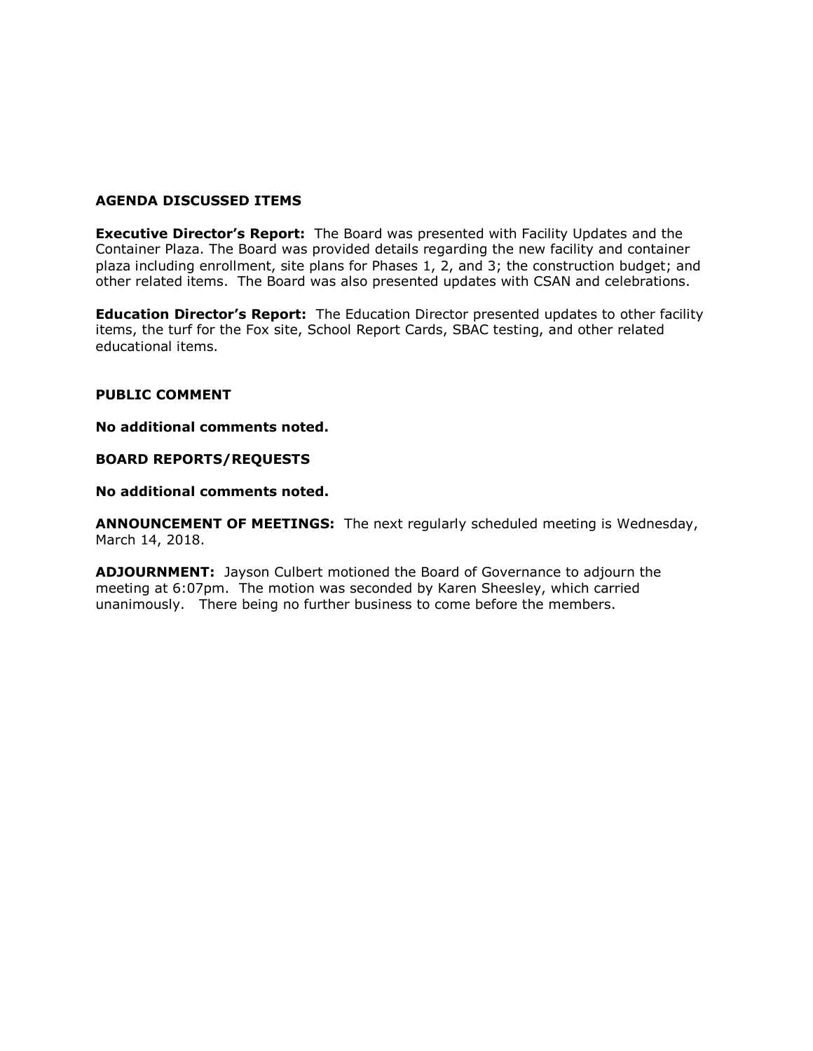**AGENDA DISCUSSED ITEMS**

**Executive Director's Report:** The Board was presented with Facility Updates and the Container Plaza. The Board was provided details regarding the new facility and container plaza including enrollment, site plans for Phases 1, 2, and 3; the construction budget; and other related items. The Board was also presented updates with CSAN and celebrations.

**Education Director's Report:** The Education Director presented updates to other facility items, the turf for the Fox site, School Report Cards, SBAC testing, and other related educational items.

**PUBLIC COMMENT**

**No additional comments noted.**

**BOARD REPORTS/REQUESTS**

**No additional comments noted.**

**ANNOUNCEMENT OF MEETINGS:** The next regularly scheduled meeting is Wednesday, March 14, 2018.

**ADJOURNMENT:** Jayson Culbert motioned the Board of Governance to adjourn the meeting at 6:07pm. The motion was seconded by Karen Sheesley, which carried unanimously. There being no further business to come before the members.